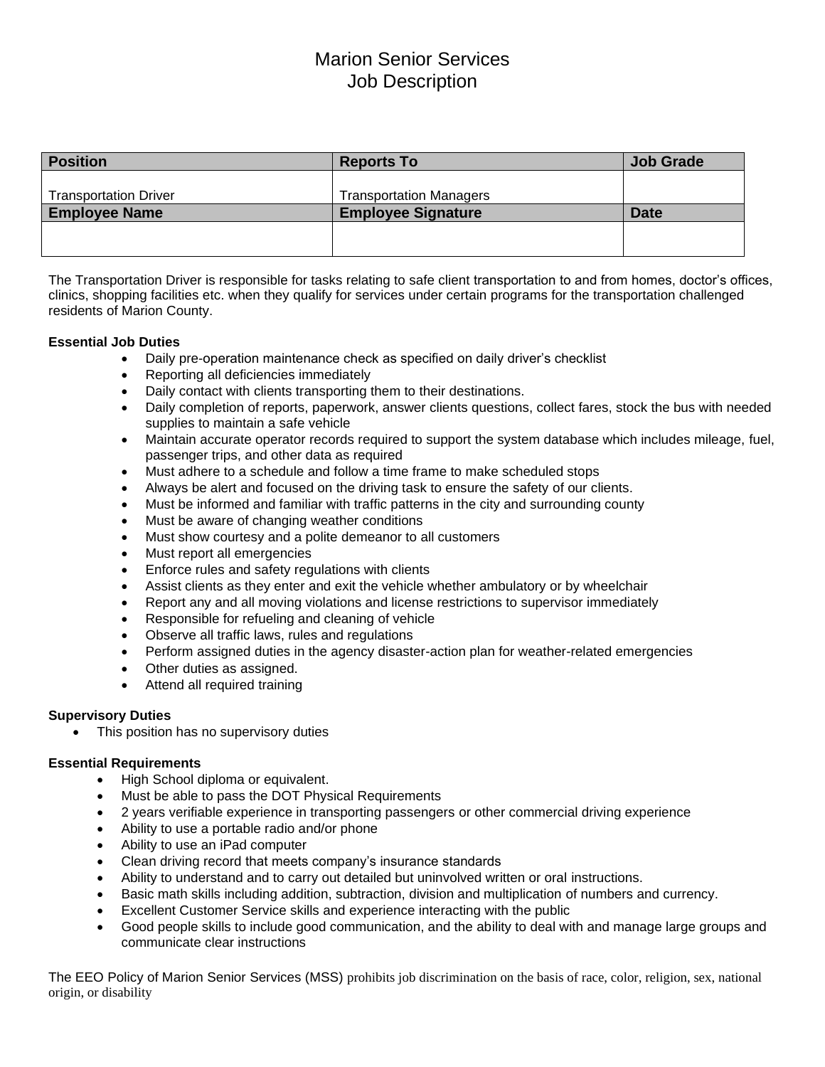# Marion Senior Services
## Job Description

| Position | Reports To | Job Grade |
|---|---|---|
| Transportation Driver | Transportation Managers | |
| **Employee Name** | **Employee Signature** | **Date** |
| | | |

The Transportation Driver is responsible for tasks relating to safe client transportation to and from homes, doctor's offices, clinics, shopping facilities etc. when they qualify for services under certain programs for the transportation challenged residents of Marion County.

**Essential Job Duties**

- Daily pre-operation maintenance check as specified on daily driver's checklist
- Reporting all deficiencies immediately
- Daily contact with clients transporting them to their destinations.
- Daily completion of reports, paperwork, answer clients questions, collect fares, stock the bus with needed supplies to maintain a safe vehicle
- Maintain accurate operator records required to support the system database which includes mileage, fuel, passenger trips, and other data as required
- Must adhere to a schedule and follow a time frame to make scheduled stops
- Always be alert and focused on the driving task to ensure the safety of our clients.
- Must be informed and familiar with traffic patterns in the city and surrounding county
- Must be aware of changing weather conditions
- Must show courtesy and a polite demeanor to all customers
- Must report all emergencies
- Enforce rules and safety regulations with clients
- Assist clients as they enter and exit the vehicle whether ambulatory or by wheelchair
- Report any and all moving violations and license restrictions to supervisor immediately
- Responsible for refueling and cleaning of vehicle
- Observe all traffic laws, rules and regulations
- Perform assigned duties in the agency disaster-action plan for weather-related emergencies
- Other duties as assigned.
- Attend all required training

**Supervisory Duties**

- This position has no supervisory duties

**Essential Requirements**

- High School diploma or equivalent.
- Must be able to pass the DOT Physical Requirements
- 2 years verifiable experience in transporting passengers or other commercial driving experience
- Ability to use a portable radio and/or phone
- Ability to use an iPad computer
- Clean driving record that meets company's insurance standards
- Ability to understand and to carry out detailed but uninvolved written or oral instructions.
- Basic math skills including addition, subtraction, division and multiplication of numbers and currency.
- Excellent Customer Service skills and experience interacting with the public
- Good people skills to include good communication, and the ability to deal with and manage large groups and communicate clear instructions

The EEO Policy of Marion Senior Services (MSS) prohibits job discrimination on the basis of race, color, religion, sex, national origin, or disability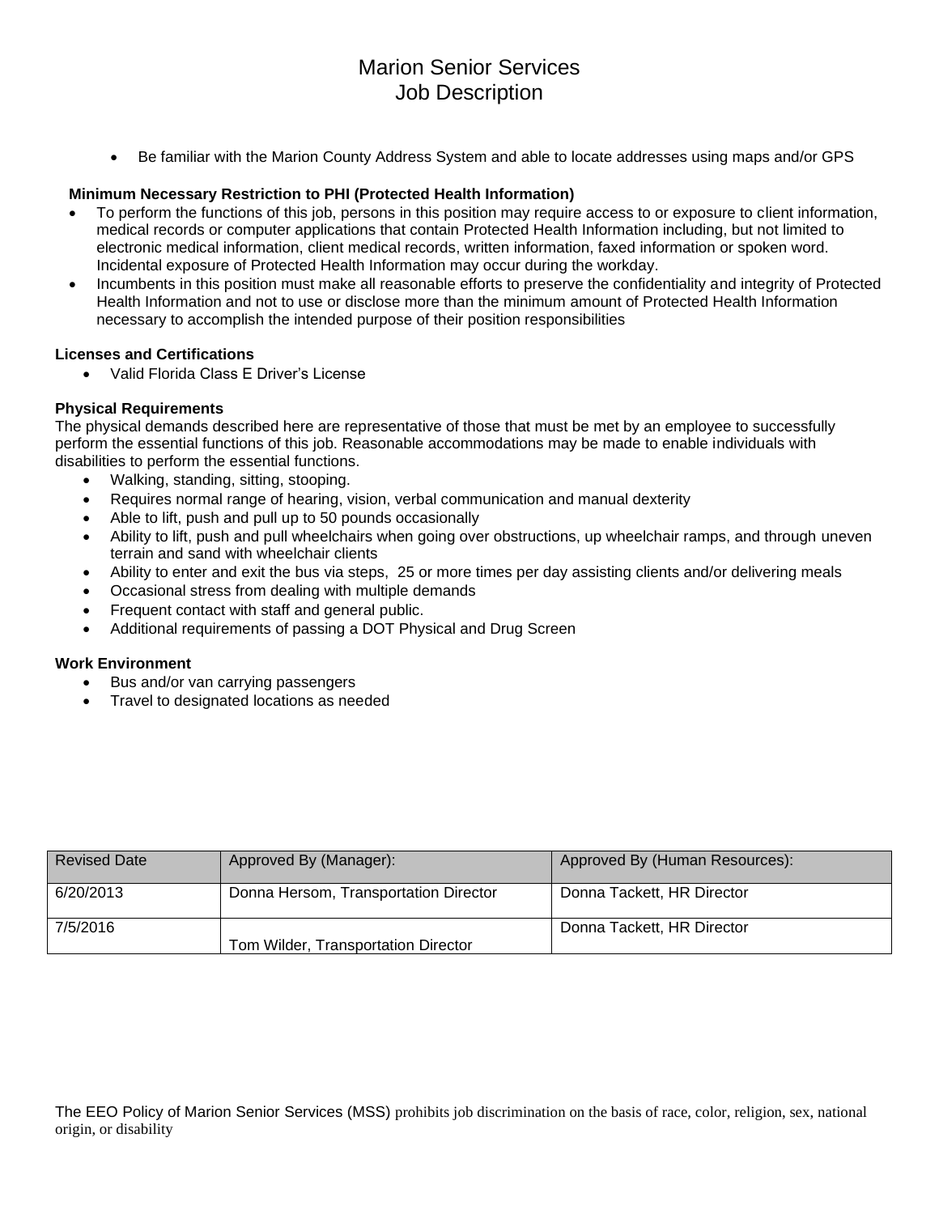- Be familiar with the Marion County Address System and able to locate addresses using maps and/or GPS

**Minimum Necessary Restriction to PHI (Protected Health Information)**

- To perform the functions of this job, persons in this position may require access to or exposure to client information, medical records or computer applications that contain Protected Health Information including, but not limited to electronic medical information, client medical records, written information, faxed information or spoken word. Incidental exposure of Protected Health Information may occur during the workday.
- Incumbents in this position must make all reasonable efforts to preserve the confidentiality and integrity of Protected Health Information and not to use or disclose more than the minimum amount of Protected Health Information necessary to accomplish the intended purpose of their position responsibilities

**Licenses and Certifications**

- Valid Florida Class E Driver's License

**Physical Requirements**

The physical demands described here are representative of those that must be met by an employee to successfully perform the essential functions of this job. Reasonable accommodations may be made to enable individuals with disabilities to perform the essential functions.

- Walking, standing, sitting, stooping.
- Requires normal range of hearing, vision, verbal communication and manual dexterity
- Able to lift, push and pull up to 50 pounds occasionally
- Ability to lift, push and pull wheelchairs when going over obstructions, up wheelchair ramps, and through uneven terrain and sand with wheelchair clients
- Ability to enter and exit the bus via steps, 25 or more times per day assisting clients and/or delivering meals
- Occasional stress from dealing with multiple demands
- Frequent contact with staff and general public.
- Additional requirements of passing a DOT Physical and Drug Screen

**Work Environment**

- Bus and/or van carrying passengers
- Travel to designated locations as needed

| Revised Date | Approved By (Manager): | Approved By (Human Resources): |
|---|---|---|
| 6/20/2013 | Donna Hersom, Transportation Director | Donna Tackett, HR Director |
| 7/5/2016 | Tom Wilder, Transportation Director | Donna Tackett, HR Director |

The EEO Policy of Marion Senior Services (MSS) prohibits job discrimination on the basis of race, color, religion, sex, national origin, or disability